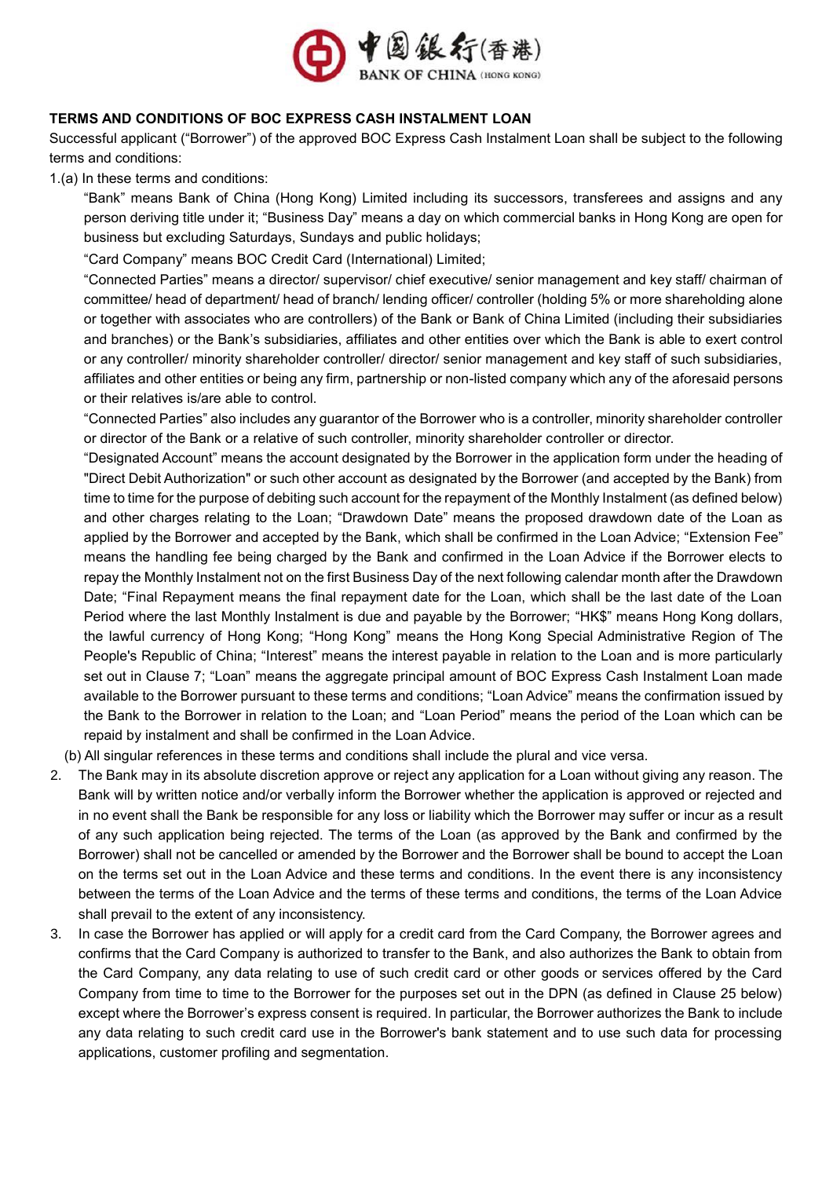**TERMS AND CONDITIONS OF BOC EXPRESS CASH INSTALMENT LOAN**

Successful applicant ("Borrower") of the approved BOC Express Cash Instalment Loan shall be subject to the following terms and conditions:

1.(a) In these terms and conditions:

"Bank" means Bank of China (Hong Kong) Limited including its successors, transferees and assigns and any person deriving title under it; "Business Day" means a day on which commercial banks in Hong Kong are open for business but excluding Saturdays, Sundays and public holidays;

"Card Company" means BOC Credit Card (International) Limited;

"Connected Parties" means a director/ supervisor/ chief executive/ senior management and key staff/ chairman of committee/ head of department/ head of branch/ lending officer/ controller (holding 5% or more shareholding alone or together with associates who are controllers) of the Bank or Bank of China Limited (including their subsidiaries and branches) or the Bank's subsidiaries, affiliates and other entities over which the Bank is able to exert control or any controller/ minority shareholder controller/ director/ senior management and key staff of such subsidiaries, affiliates and other entities or being any firm, partnership or non-listed company which any of the aforesaid persons or their relatives is/are able to control.

"Connected Parties" also includes any guarantor of the Borrower who is a controller, minority shareholder controller or director of the Bank or a relative of such controller, minority shareholder controller or director.

"Designated Account" means the account designated by the Borrower in the application form under the heading of "Direct Debit Authorization" or such other account as designated by the Borrower (and accepted by the Bank) from time to time for the purpose of debiting such account for the repayment of the Monthly Instalment (as defined below) and other charges relating to the Loan; "Drawdown Date" means the proposed drawdown date of the Loan as applied by the Borrower and accepted by the Bank, which shall be confirmed in the Loan Advice; "Extension Fee" means the handling fee being charged by the Bank and confirmed in the Loan Advice if the Borrower elects to repay the Monthly Instalment not on the first Business Day of the next following calendar month after the Drawdown Date; "Final Repayment means the final repayment date for the Loan, which shall be the last date of the Loan Period where the last Monthly Instalment is due and payable by the Borrower; "HK$" means Hong Kong dollars, the lawful currency of Hong Kong; "Hong Kong" means the Hong Kong Special Administrative Region of The People's Republic of China; "Interest" means the interest payable in relation to the Loan and is more particularly set out in Clause 7; "Loan" means the aggregate principal amount of BOC Express Cash Instalment Loan made available to the Borrower pursuant to these terms and conditions; "Loan Advice" means the confirmation issued by the Bank to the Borrower in relation to the Loan; and "Loan Period" means the period of the Loan which can be repaid by instalment and shall be confirmed in the Loan Advice.

(b) All singular references in these terms and conditions shall include the plural and vice versa.

2. The Bank may in its absolute discretion approve or reject any application for a Loan without giving any reason. The Bank will by written notice and/or verbally inform the Borrower whether the application is approved or rejected and in no event shall the Bank be responsible for any loss or liability which the Borrower may suffer or incur as a result of any such application being rejected. The terms of the Loan (as approved by the Bank and confirmed by the Borrower) shall not be cancelled or amended by the Borrower and the Borrower shall be bound to accept the Loan on the terms set out in the Loan Advice and these terms and conditions. In the event there is any inconsistency between the terms of the Loan Advice and the terms of these terms and conditions, the terms of the Loan Advice shall prevail to the extent of any inconsistency.

3. In case the Borrower has applied or will apply for a credit card from the Card Company, the Borrower agrees and confirms that the Card Company is authorized to transfer to the Bank, and also authorizes the Bank to obtain from the Card Company, any data relating to use of such credit card or other goods or services offered by the Card Company from time to time to the Borrower for the purposes set out in the DPN (as defined in Clause 25 below) except where the Borrower's express consent is required. In particular, the Borrower authorizes the Bank to include any data relating to such credit card use in the Borrower's bank statement and to use such data for processing applications, customer profiling and segmentation.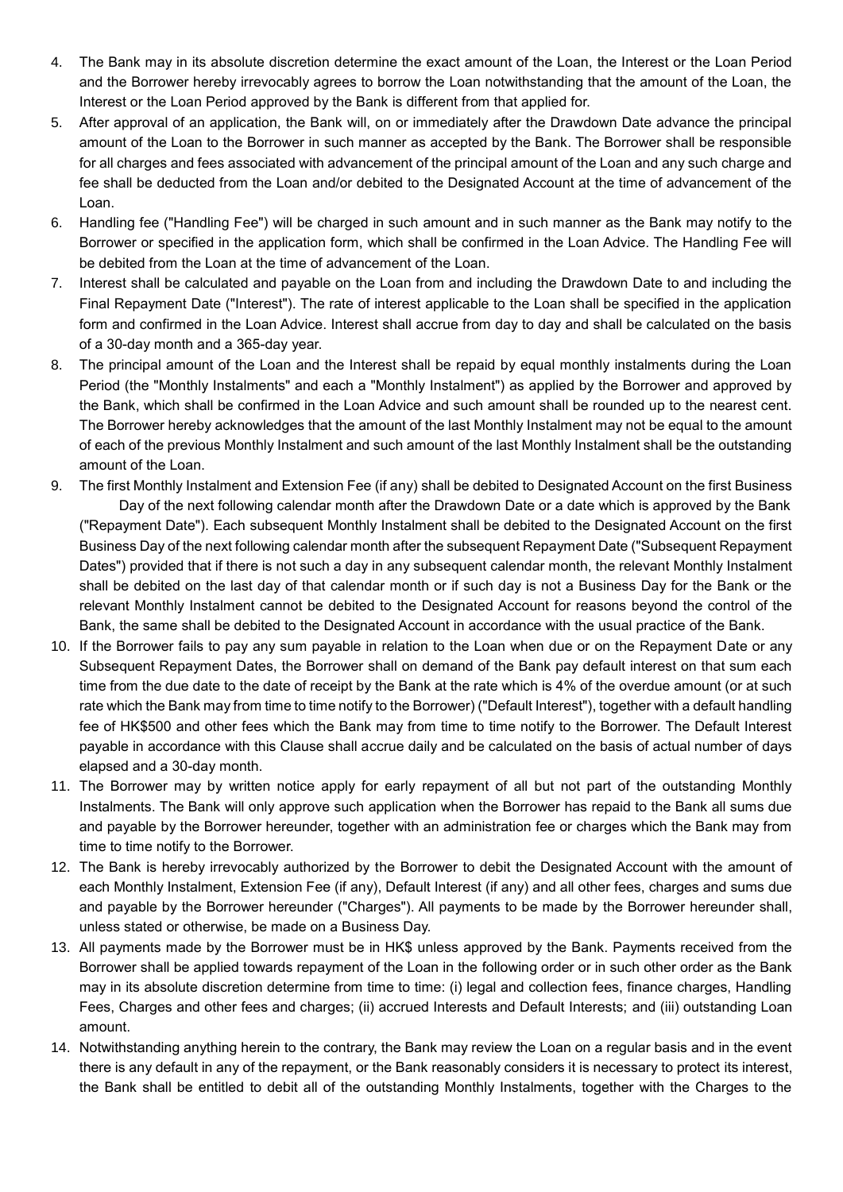4. The Bank may in its absolute discretion determine the exact amount of the Loan, the Interest or the Loan Period and the Borrower hereby irrevocably agrees to borrow the Loan notwithstanding that the amount of the Loan, the Interest or the Loan Period approved by the Bank is different from that applied for.
5. After approval of an application, the Bank will, on or immediately after the Drawdown Date advance the principal amount of the Loan to the Borrower in such manner as accepted by the Bank. The Borrower shall be responsible for all charges and fees associated with advancement of the principal amount of the Loan and any such charge and fee shall be deducted from the Loan and/or debited to the Designated Account at the time of advancement of the Loan.
6. Handling fee ("Handling Fee") will be charged in such amount and in such manner as the Bank may notify to the Borrower or specified in the application form, which shall be confirmed in the Loan Advice. The Handling Fee will be debited from the Loan at the time of advancement of the Loan.
7. Interest shall be calculated and payable on the Loan from and including the Drawdown Date to and including the Final Repayment Date ("Interest"). The rate of interest applicable to the Loan shall be specified in the application form and confirmed in the Loan Advice. Interest shall accrue from day to day and shall be calculated on the basis of a 30-day month and a 365-day year.
8. The principal amount of the Loan and the Interest shall be repaid by equal monthly instalments during the Loan Period (the "Monthly Instalments" and each a "Monthly Instalment") as applied by the Borrower and approved by the Bank, which shall be confirmed in the Loan Advice and such amount shall be rounded up to the nearest cent. The Borrower hereby acknowledges that the amount of the last Monthly Instalment may not be equal to the amount of each of the previous Monthly Instalment and such amount of the last Monthly Instalment shall be the outstanding amount of the Loan.
9. The first Monthly Instalment and Extension Fee (if any) shall be debited to Designated Account on the first Business Day of the next following calendar month after the Drawdown Date or a date which is approved by the Bank ("Repayment Date"). Each subsequent Monthly Instalment shall be debited to the Designated Account on the first Business Day of the next following calendar month after the subsequent Repayment Date ("Subsequent Repayment Dates") provided that if there is not such a day in any subsequent calendar month, the relevant Monthly Instalment shall be debited on the last day of that calendar month or if such day is not a Business Day for the Bank or the relevant Monthly Instalment cannot be debited to the Designated Account for reasons beyond the control of the Bank, the same shall be debited to the Designated Account in accordance with the usual practice of the Bank.
10. If the Borrower fails to pay any sum payable in relation to the Loan when due or on the Repayment Date or any Subsequent Repayment Dates, the Borrower shall on demand of the Bank pay default interest on that sum each time from the due date to the date of receipt by the Bank at the rate which is 4% of the overdue amount (or at such rate which the Bank may from time to time notify to the Borrower) ("Default Interest"), together with a default handling fee of HK$500 and other fees which the Bank may from time to time notify to the Borrower. The Default Interest payable in accordance with this Clause shall accrue daily and be calculated on the basis of actual number of days elapsed and a 30-day month.
11. The Borrower may by written notice apply for early repayment of all but not part of the outstanding Monthly Instalments. The Bank will only approve such application when the Borrower has repaid to the Bank all sums due and payable by the Borrower hereunder, together with an administration fee or charges which the Bank may from time to time notify to the Borrower.
12. The Bank is hereby irrevocably authorized by the Borrower to debit the Designated Account with the amount of each Monthly Instalment, Extension Fee (if any), Default Interest (if any) and all other fees, charges and sums due and payable by the Borrower hereunder ("Charges"). All payments to be made by the Borrower hereunder shall, unless stated or otherwise, be made on a Business Day.
13. All payments made by the Borrower must be in HK$ unless approved by the Bank. Payments received from the Borrower shall be applied towards repayment of the Loan in the following order or in such other order as the Bank may in its absolute discretion determine from time to time: (i) legal and collection fees, finance charges, Handling Fees, Charges and other fees and charges; (ii) accrued Interests and Default Interests; and (iii) outstanding Loan amount.
14. Notwithstanding anything herein to the contrary, the Bank may review the Loan on a regular basis and in the event there is any default in any of the repayment, or the Bank reasonably considers it is necessary to protect its interest, the Bank shall be entitled to debit all of the outstanding Monthly Instalments, together with the Charges to the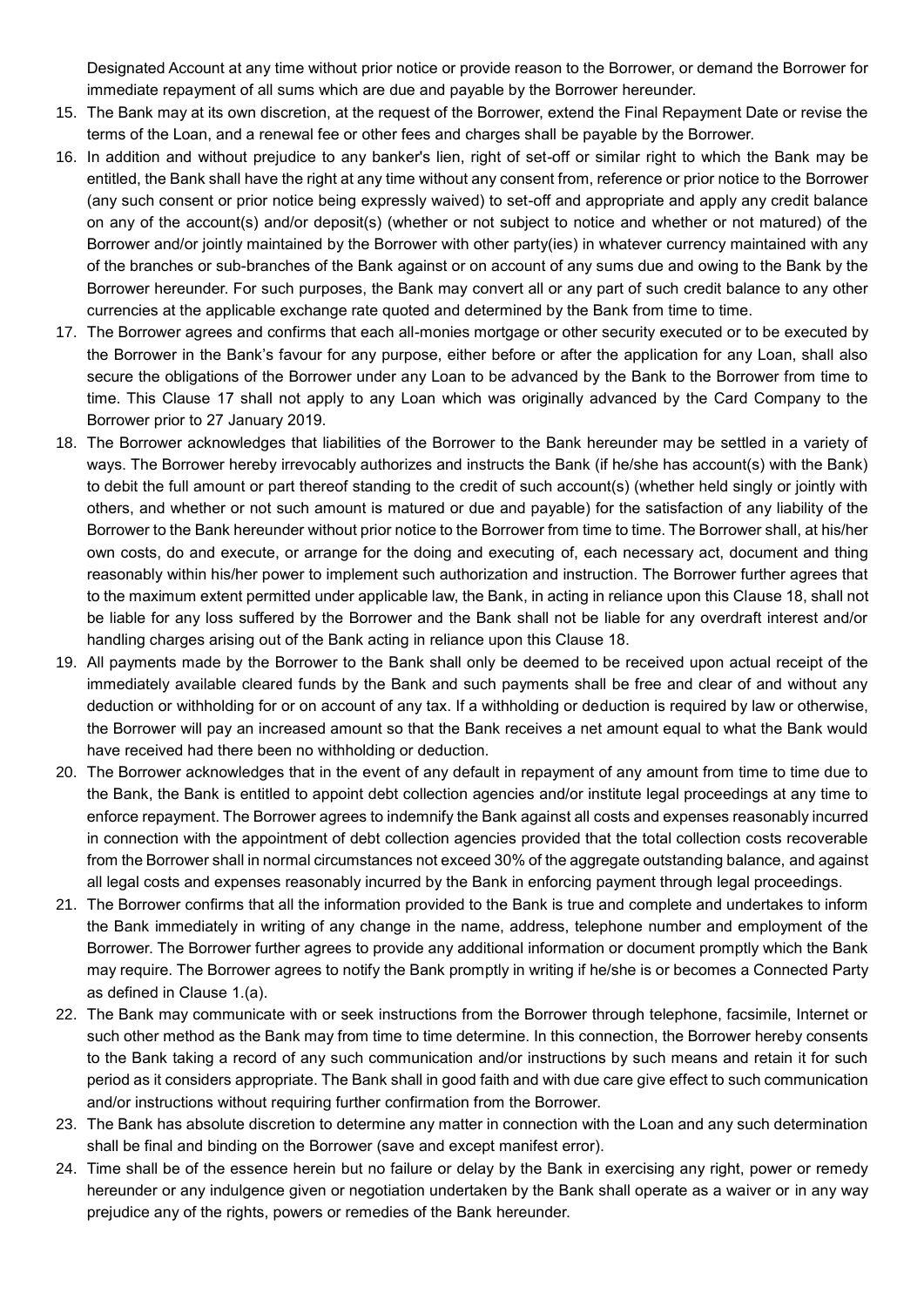Designated Account at any time without prior notice or provide reason to the Borrower, or demand the Borrower for immediate repayment of all sums which are due and payable by the Borrower hereunder.

15. The Bank may at its own discretion, at the request of the Borrower, extend the Final Repayment Date or revise the terms of the Loan, and a renewal fee or other fees and charges shall be payable by the Borrower.
16. In addition and without prejudice to any banker's lien, right of set-off or similar right to which the Bank may be entitled, the Bank shall have the right at any time without any consent from, reference or prior notice to the Borrower (any such consent or prior notice being expressly waived) to set-off and appropriate and apply any credit balance on any of the account(s) and/or deposit(s) (whether or not subject to notice and whether or not matured) of the Borrower and/or jointly maintained by the Borrower with other party(ies) in whatever currency maintained with any of the branches or sub-branches of the Bank against or on account of any sums due and owing to the Bank by the Borrower hereunder. For such purposes, the Bank may convert all or any part of such credit balance to any other currencies at the applicable exchange rate quoted and determined by the Bank from time to time.
17. The Borrower agrees and confirms that each all-monies mortgage or other security executed or to be executed by the Borrower in the Bank's favour for any purpose, either before or after the application for any Loan, shall also secure the obligations of the Borrower under any Loan to be advanced by the Bank to the Borrower from time to time. This Clause 17 shall not apply to any Loan which was originally advanced by the Card Company to the Borrower prior to 27 January 2019.
18. The Borrower acknowledges that liabilities of the Borrower to the Bank hereunder may be settled in a variety of ways. The Borrower hereby irrevocably authorizes and instructs the Bank (if he/she has account(s) with the Bank) to debit the full amount or part thereof standing to the credit of such account(s) (whether held singly or jointly with others, and whether or not such amount is matured or due and payable) for the satisfaction of any liability of the Borrower to the Bank hereunder without prior notice to the Borrower from time to time. The Borrower shall, at his/her own costs, do and execute, or arrange for the doing and executing of, each necessary act, document and thing reasonably within his/her power to implement such authorization and instruction. The Borrower further agrees that to the maximum extent permitted under applicable law, the Bank, in acting in reliance upon this Clause 18, shall not be liable for any loss suffered by the Borrower and the Bank shall not be liable for any overdraft interest and/or handling charges arising out of the Bank acting in reliance upon this Clause 18.
19. All payments made by the Borrower to the Bank shall only be deemed to be received upon actual receipt of the immediately available cleared funds by the Bank and such payments shall be free and clear of and without any deduction or withholding for or on account of any tax. If a withholding or deduction is required by law or otherwise, the Borrower will pay an increased amount so that the Bank receives a net amount equal to what the Bank would have received had there been no withholding or deduction.
20. The Borrower acknowledges that in the event of any default in repayment of any amount from time to time due to the Bank, the Bank is entitled to appoint debt collection agencies and/or institute legal proceedings at any time to enforce repayment. The Borrower agrees to indemnify the Bank against all costs and expenses reasonably incurred in connection with the appointment of debt collection agencies provided that the total collection costs recoverable from the Borrower shall in normal circumstances not exceed 30% of the aggregate outstanding balance, and against all legal costs and expenses reasonably incurred by the Bank in enforcing payment through legal proceedings.
21. The Borrower confirms that all the information provided to the Bank is true and complete and undertakes to inform the Bank immediately in writing of any change in the name, address, telephone number and employment of the Borrower. The Borrower further agrees to provide any additional information or document promptly which the Bank may require. The Borrower agrees to notify the Bank promptly in writing if he/she is or becomes a Connected Party as defined in Clause 1.(a).
22. The Bank may communicate with or seek instructions from the Borrower through telephone, facsimile, Internet or such other method as the Bank may from time to time determine. In this connection, the Borrower hereby consents to the Bank taking a record of any such communication and/or instructions by such means and retain it for such period as it considers appropriate. The Bank shall in good faith and with due care give effect to such communication and/or instructions without requiring further confirmation from the Borrower.
23. The Bank has absolute discretion to determine any matter in connection with the Loan and any such determination shall be final and binding on the Borrower (save and except manifest error).
24. Time shall be of the essence herein but no failure or delay by the Bank in exercising any right, power or remedy hereunder or any indulgence given or negotiation undertaken by the Bank shall operate as a waiver or in any way prejudice any of the rights, powers or remedies of the Bank hereunder.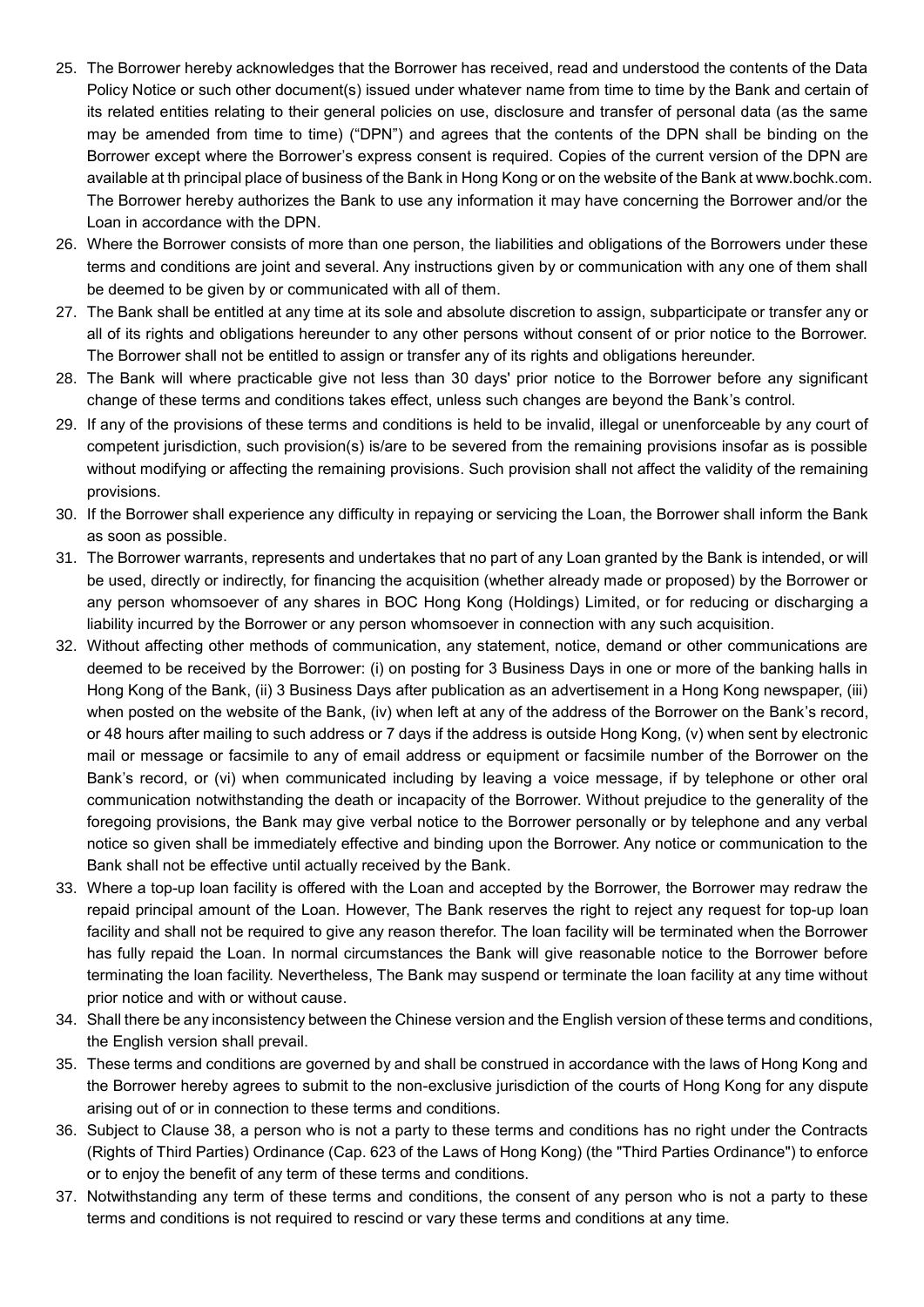25. The Borrower hereby acknowledges that the Borrower has received, read and understood the contents of the Data Policy Notice or such other document(s) issued under whatever name from time to time by the Bank and certain of its related entities relating to their general policies on use, disclosure and transfer of personal data (as the same may be amended from time to time) ("DPN") and agrees that the contents of the DPN shall be binding on the Borrower except where the Borrower's express consent is required. Copies of the current version of the DPN are available at th principal place of business of the Bank in Hong Kong or on the website of the Bank at www.bochk.com. The Borrower hereby authorizes the Bank to use any information it may have concerning the Borrower and/or the Loan in accordance with the DPN.
26. Where the Borrower consists of more than one person, the liabilities and obligations of the Borrowers under these terms and conditions are joint and several. Any instructions given by or communication with any one of them shall be deemed to be given by or communicated with all of them.
27. The Bank shall be entitled at any time at its sole and absolute discretion to assign, subparticipate or transfer any or all of its rights and obligations hereunder to any other persons without consent of or prior notice to the Borrower. The Borrower shall not be entitled to assign or transfer any of its rights and obligations hereunder.
28. The Bank will where practicable give not less than 30 days' prior notice to the Borrower before any significant change of these terms and conditions takes effect, unless such changes are beyond the Bank's control.
29. If any of the provisions of these terms and conditions is held to be invalid, illegal or unenforceable by any court of competent jurisdiction, such provision(s) is/are to be severed from the remaining provisions insofar as is possible without modifying or affecting the remaining provisions. Such provision shall not affect the validity of the remaining provisions.
30. If the Borrower shall experience any difficulty in repaying or servicing the Loan, the Borrower shall inform the Bank as soon as possible.
31. The Borrower warrants, represents and undertakes that no part of any Loan granted by the Bank is intended, or will be used, directly or indirectly, for financing the acquisition (whether already made or proposed) by the Borrower or any person whomsoever of any shares in BOC Hong Kong (Holdings) Limited, or for reducing or discharging a liability incurred by the Borrower or any person whomsoever in connection with any such acquisition.
32. Without affecting other methods of communication, any statement, notice, demand or other communications are deemed to be received by the Borrower: (i) on posting for 3 Business Days in one or more of the banking halls in Hong Kong of the Bank, (ii) 3 Business Days after publication as an advertisement in a Hong Kong newspaper, (iii) when posted on the website of the Bank, (iv) when left at any of the address of the Borrower on the Bank's record, or 48 hours after mailing to such address or 7 days if the address is outside Hong Kong, (v) when sent by electronic mail or message or facsimile to any of email address or equipment or facsimile number of the Borrower on the Bank's record, or (vi) when communicated including by leaving a voice message, if by telephone or other oral communication notwithstanding the death or incapacity of the Borrower. Without prejudice to the generality of the foregoing provisions, the Bank may give verbal notice to the Borrower personally or by telephone and any verbal notice so given shall be immediately effective and binding upon the Borrower. Any notice or communication to the Bank shall not be effective until actually received by the Bank.
33. Where a top-up loan facility is offered with the Loan and accepted by the Borrower, the Borrower may redraw the repaid principal amount of the Loan. However, The Bank reserves the right to reject any request for top-up loan facility and shall not be required to give any reason therefor. The loan facility will be terminated when the Borrower has fully repaid the Loan. In normal circumstances the Bank will give reasonable notice to the Borrower before terminating the loan facility. Nevertheless, The Bank may suspend or terminate the loan facility at any time without prior notice and with or without cause.
34. Shall there be any inconsistency between the Chinese version and the English version of these terms and conditions, the English version shall prevail.
35. These terms and conditions are governed by and shall be construed in accordance with the laws of Hong Kong and the Borrower hereby agrees to submit to the non-exclusive jurisdiction of the courts of Hong Kong for any dispute arising out of or in connection to these terms and conditions.
36. Subject to Clause 38, a person who is not a party to these terms and conditions has no right under the Contracts (Rights of Third Parties) Ordinance (Cap. 623 of the Laws of Hong Kong) (the "Third Parties Ordinance") to enforce or to enjoy the benefit of any term of these terms and conditions.
37. Notwithstanding any term of these terms and conditions, the consent of any person who is not a party to these terms and conditions is not required to rescind or vary these terms and conditions at any time.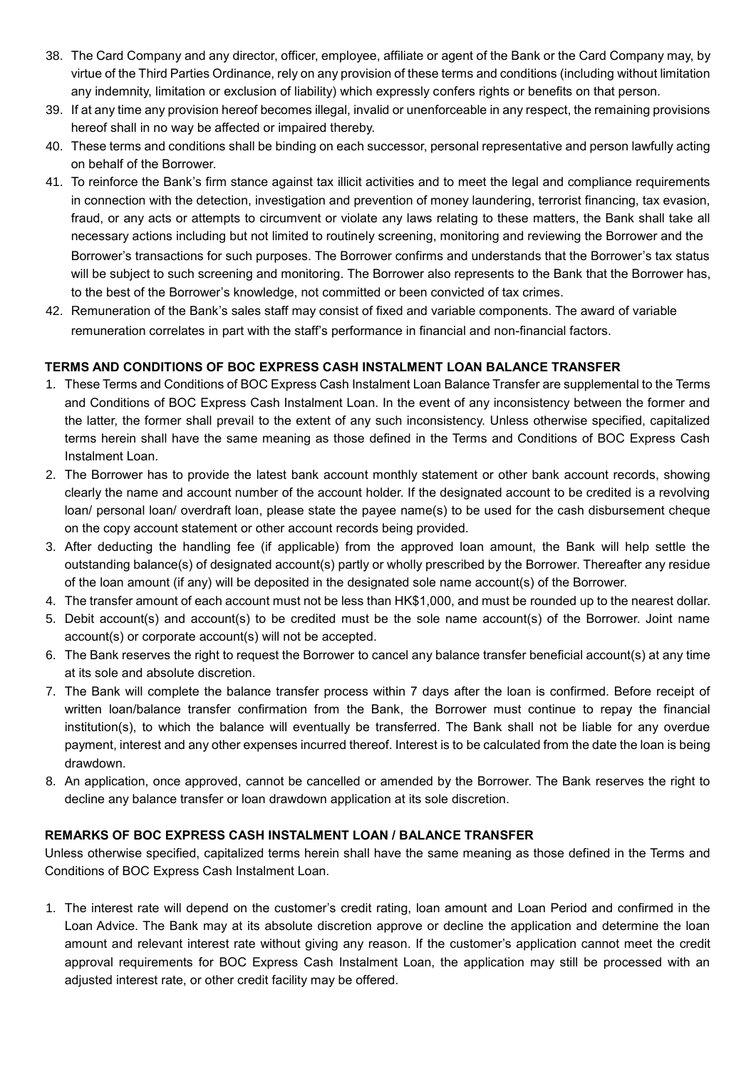38. The Card Company and any director, officer, employee, affiliate or agent of the Bank or the Card Company may, by virtue of the Third Parties Ordinance, rely on any provision of these terms and conditions (including without limitation any indemnity, limitation or exclusion of liability) which expressly confers rights or benefits on that person.
39. If at any time any provision hereof becomes illegal, invalid or unenforceable in any respect, the remaining provisions hereof shall in no way be affected or impaired thereby.
40. These terms and conditions shall be binding on each successor, personal representative and person lawfully acting on behalf of the Borrower.
41. To reinforce the Bank's firm stance against tax illicit activities and to meet the legal and compliance requirements in connection with the detection, investigation and prevention of money laundering, terrorist financing, tax evasion, fraud, or any acts or attempts to circumvent or violate any laws relating to these matters, the Bank shall take all necessary actions including but not limited to routinely screening, monitoring and reviewing the Borrower and the Borrower's transactions for such purposes. The Borrower confirms and understands that the Borrower's tax status will be subject to such screening and monitoring. The Borrower also represents to the Bank that the Borrower has, to the best of the Borrower's knowledge, not committed or been convicted of tax crimes.
42. Remuneration of the Bank's sales staff may consist of fixed and variable components. The award of variable remuneration correlates in part with the staff's performance in financial and non-financial factors.

**TERMS AND CONDITIONS OF BOC EXPRESS CASH INSTALMENT LOAN BALANCE TRANSFER**

1. These Terms and Conditions of BOC Express Cash Instalment Loan Balance Transfer are supplemental to the Terms and Conditions of BOC Express Cash Instalment Loan. In the event of any inconsistency between the former and the latter, the former shall prevail to the extent of any such inconsistency. Unless otherwise specified, capitalized terms herein shall have the same meaning as those defined in the Terms and Conditions of BOC Express Cash Instalment Loan.
2. The Borrower has to provide the latest bank account monthly statement or other bank account records, showing clearly the name and account number of the account holder. If the designated account to be credited is a revolving loan/ personal loan/ overdraft loan, please state the payee name(s) to be used for the cash disbursement cheque on the copy account statement or other account records being provided.
3. After deducting the handling fee (if applicable) from the approved loan amount, the Bank will help settle the outstanding balance(s) of designated account(s) partly or wholly prescribed by the Borrower. Thereafter any residue of the loan amount (if any) will be deposited in the designated sole name account(s) of the Borrower.
4. The transfer amount of each account must not be less than HK$1,000, and must be rounded up to the nearest dollar.
5. Debit account(s) and account(s) to be credited must be the sole name account(s) of the Borrower. Joint name account(s) or corporate account(s) will not be accepted.
6. The Bank reserves the right to request the Borrower to cancel any balance transfer beneficial account(s) at any time at its sole and absolute discretion.
7. The Bank will complete the balance transfer process within 7 days after the loan is confirmed. Before receipt of written loan/balance transfer confirmation from the Bank, the Borrower must continue to repay the financial institution(s), to which the balance will eventually be transferred. The Bank shall not be liable for any overdue payment, interest and any other expenses incurred thereof. Interest is to be calculated from the date the loan is being drawdown.
8. An application, once approved, cannot be cancelled or amended by the Borrower. The Bank reserves the right to decline any balance transfer or loan drawdown application at its sole discretion.

**REMARKS OF BOC EXPRESS CASH INSTALMENT LOAN / BALANCE TRANSFER**

Unless otherwise specified, capitalized terms herein shall have the same meaning as those defined in the Terms and Conditions of BOC Express Cash Instalment Loan.

1. The interest rate will depend on the customer's credit rating, loan amount and Loan Period and confirmed in the Loan Advice. The Bank may at its absolute discretion approve or decline the application and determine the loan amount and relevant interest rate without giving any reason. If the customer's application cannot meet the credit approval requirements for BOC Express Cash Instalment Loan, the application may still be processed with an adjusted interest rate, or other credit facility may be offered.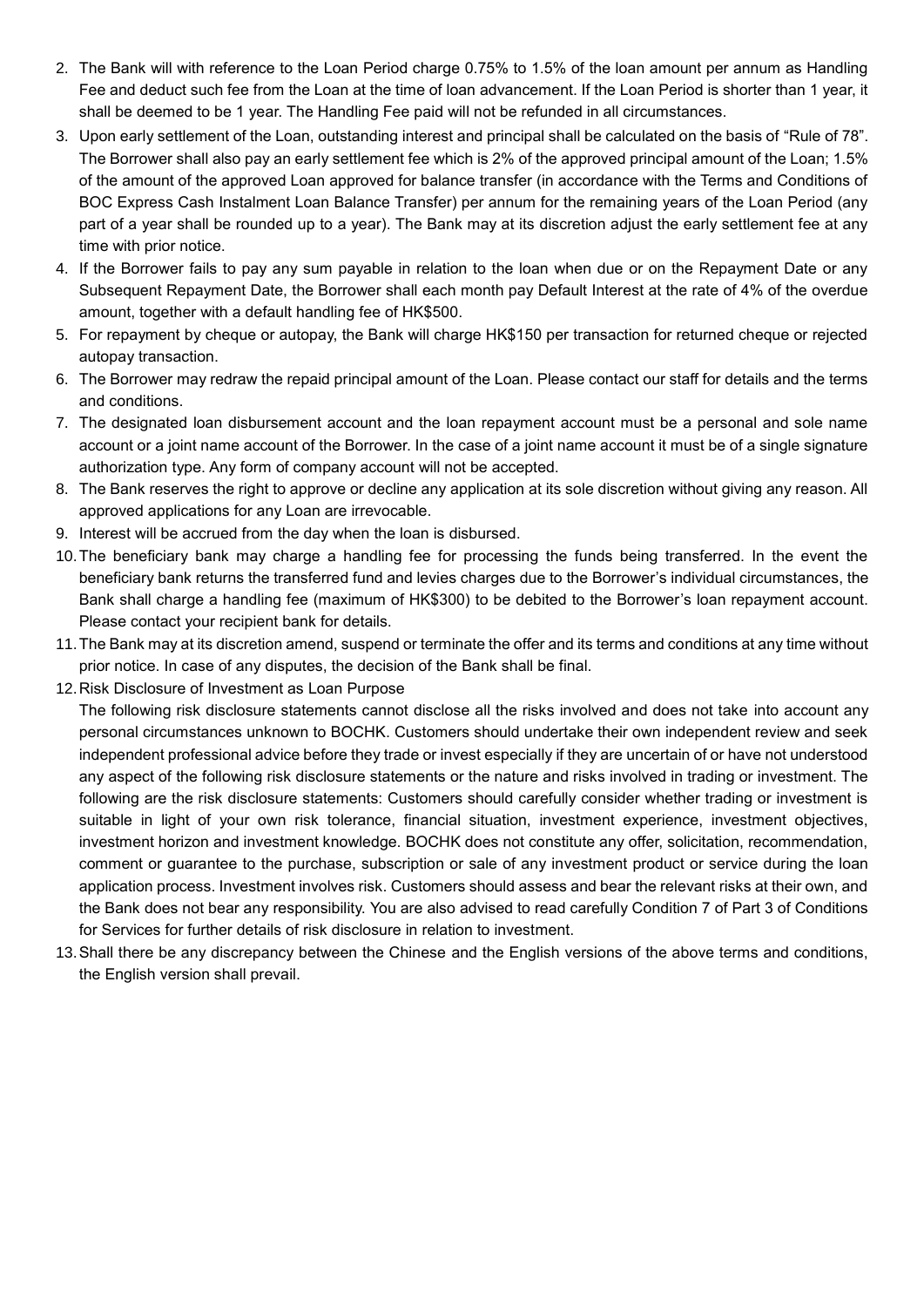2. The Bank will with reference to the Loan Period charge 0.75% to 1.5% of the loan amount per annum as Handling Fee and deduct such fee from the Loan at the time of loan advancement. If the Loan Period is shorter than 1 year, it shall be deemed to be 1 year. The Handling Fee paid will not be refunded in all circumstances.
3. Upon early settlement of the Loan, outstanding interest and principal shall be calculated on the basis of "Rule of 78". The Borrower shall also pay an early settlement fee which is 2% of the approved principal amount of the Loan; 1.5% of the amount of the approved Loan approved for balance transfer (in accordance with the Terms and Conditions of BOC Express Cash Instalment Loan Balance Transfer) per annum for the remaining years of the Loan Period (any part of a year shall be rounded up to a year). The Bank may at its discretion adjust the early settlement fee at any time with prior notice.
4. If the Borrower fails to pay any sum payable in relation to the loan when due or on the Repayment Date or any Subsequent Repayment Date, the Borrower shall each month pay Default Interest at the rate of 4% of the overdue amount, together with a default handling fee of HK$500.
5. For repayment by cheque or autopay, the Bank will charge HK$150 per transaction for returned cheque or rejected autopay transaction.
6. The Borrower may redraw the repaid principal amount of the Loan. Please contact our staff for details and the terms and conditions.
7. The designated loan disbursement account and the loan repayment account must be a personal and sole name account or a joint name account of the Borrower. In the case of a joint name account it must be of a single signature authorization type. Any form of company account will not be accepted.
8. The Bank reserves the right to approve or decline any application at its sole discretion without giving any reason. All approved applications for any Loan are irrevocable.
9. Interest will be accrued from the day when the loan is disbursed.
10. The beneficiary bank may charge a handling fee for processing the funds being transferred. In the event the beneficiary bank returns the transferred fund and levies charges due to the Borrower's individual circumstances, the Bank shall charge a handling fee (maximum of HK$300) to be debited to the Borrower's loan repayment account. Please contact your recipient bank for details.
11. The Bank may at its discretion amend, suspend or terminate the offer and its terms and conditions at any time without prior notice. In case of any disputes, the decision of the Bank shall be final.
12. Risk Disclosure of Investment as Loan Purpose

    The following risk disclosure statements cannot disclose all the risks involved and does not take into account any personal circumstances unknown to BOCHK. Customers should undertake their own independent review and seek independent professional advice before they trade or invest especially if they are uncertain of or have not understood any aspect of the following risk disclosure statements or the nature and risks involved in trading or investment. The following are the risk disclosure statements: Customers should carefully consider whether trading or investment is suitable in light of your own risk tolerance, financial situation, investment experience, investment objectives, investment horizon and investment knowledge. BOCHK does not constitute any offer, solicitation, recommendation, comment or guarantee to the purchase, subscription or sale of any investment product or service during the loan application process. Investment involves risk. Customers should assess and bear the relevant risks at their own, and the Bank does not bear any responsibility. You are also advised to read carefully Condition 7 of Part 3 of Conditions for Services for further details of risk disclosure in relation to investment.
13. Shall there be any discrepancy between the Chinese and the English versions of the above terms and conditions, the English version shall prevail.